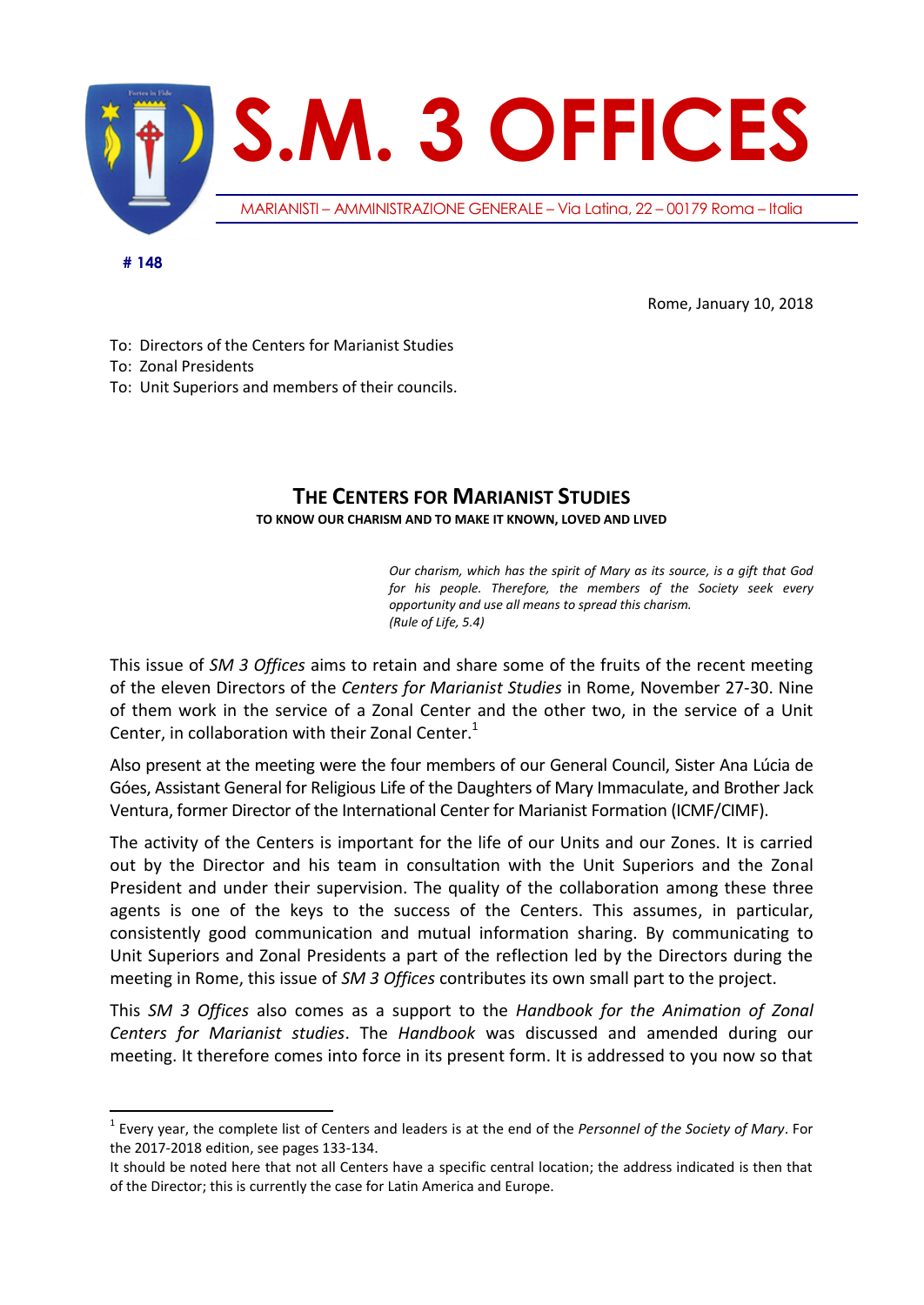# S.M. 3 OFFICES

MARIANISTI – AMMINISTRAZIONE GENERALE – Via Latina, 22 – 00179 Roma – Italia

**# 148**

Rome, January 10, 2018

To: Directors of the Centers for Marianist Studies
To: Zonal Presidents
To: Unit Superiors and members of their councils.

## THE CENTERS FOR MARIANIST STUDIES

**TO KNOW OUR CHARISM AND TO MAKE IT KNOWN, LOVED AND LIVED**

*Our charism, which has the spirit of Mary as its source, is a gift that God for his people. Therefore, the members of the Society seek every opportunity and use all means to spread this charism.*
*(Rule of Life, 5.4)*

This issue of *SM 3 Offices* aims to retain and share some of the fruits of the recent meeting of the eleven Directors of the *Centers for Marianist Studies* in Rome, November 27-30. Nine of them work in the service of a Zonal Center and the other two, in the service of a Unit Center, in collaboration with their Zonal Center.[1]

Also present at the meeting were the four members of our General Council, Sister Ana Lúcia de Góes, Assistant General for Religious Life of the Daughters of Mary Immaculate, and Brother Jack Ventura, former Director of the International Center for Marianist Formation (ICMF/CIMF).

The activity of the Centers is important for the life of our Units and our Zones. It is carried out by the Director and his team in consultation with the Unit Superiors and the Zonal President and under their supervision. The quality of the collaboration among these three agents is one of the keys to the success of the Centers. This assumes, in particular, consistently good communication and mutual information sharing. By communicating to Unit Superiors and Zonal Presidents a part of the reflection led by the Directors during the meeting in Rome, this issue of *SM 3 Offices* contributes its own small part to the project.

This *SM 3 Offices* also comes as a support to the *Handbook for the Animation of Zonal Centers for Marianist studies*. The *Handbook* was discussed and amended during our meeting. It therefore comes into force in its present form. It is addressed to you now so that

---

[1] Every year, the complete list of Centers and leaders is at the end of the *Personnel of the Society of Mary*. For the 2017-2018 edition, see pages 133-134.
It should be noted here that not all Centers have a specific central location; the address indicated is then that of the Director; this is currently the case for Latin America and Europe.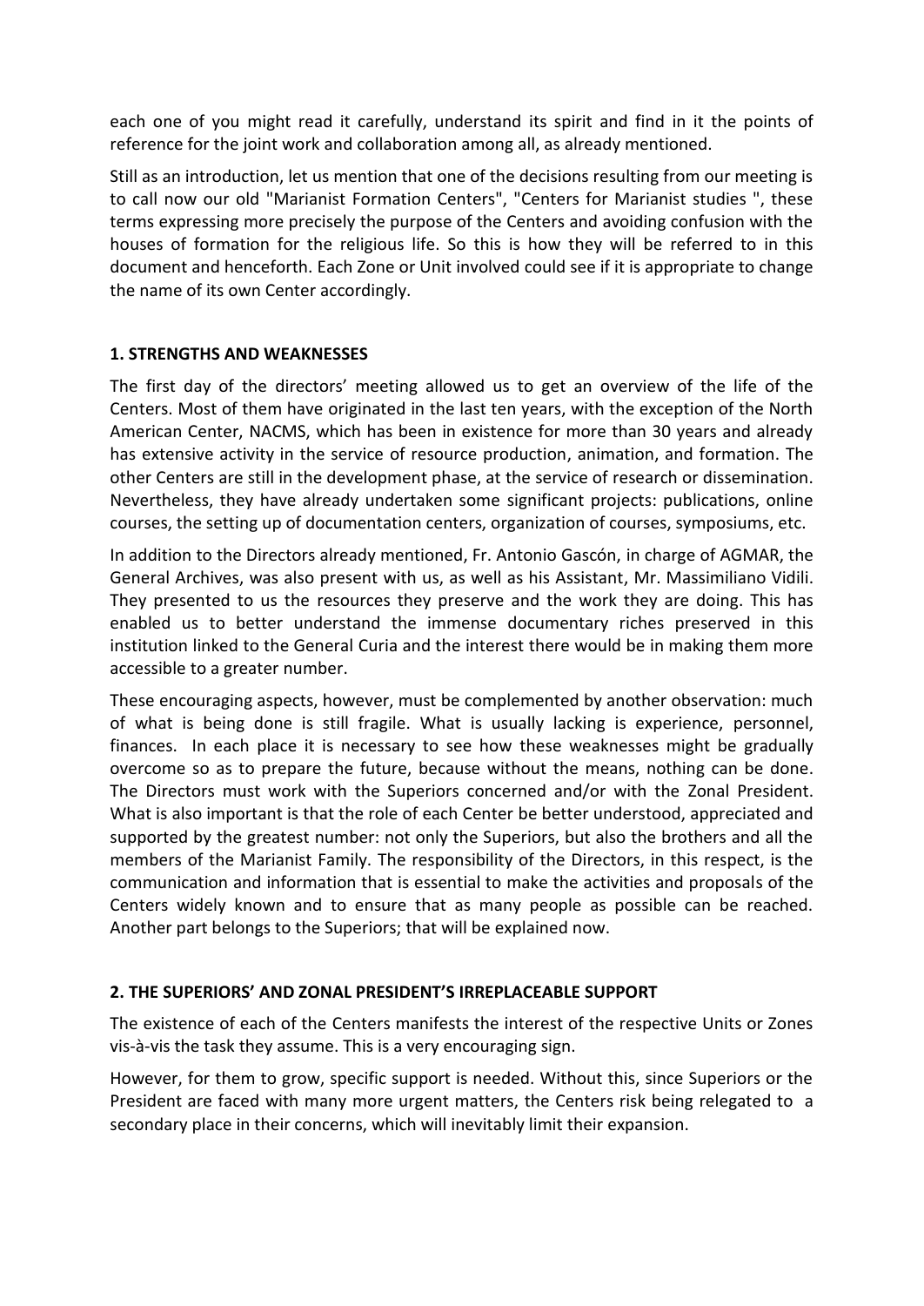each one of you might read it carefully, understand its spirit and find in it the points of reference for the joint work and collaboration among all, as already mentioned.

Still as an introduction, let us mention that one of the decisions resulting from our meeting is to call now our old "Marianist Formation Centers", "Centers for Marianist studies ", these terms expressing more precisely the purpose of the Centers and avoiding confusion with the houses of formation for the religious life. So this is how they will be referred to in this document and henceforth. Each Zone or Unit involved could see if it is appropriate to change the name of its own Center accordingly.

## 1. STRENGTHS AND WEAKNESSES

The first day of the directors' meeting allowed us to get an overview of the life of the Centers. Most of them have originated in the last ten years, with the exception of the North American Center, NACMS, which has been in existence for more than 30 years and already has extensive activity in the service of resource production, animation, and formation. The other Centers are still in the development phase, at the service of research or dissemination. Nevertheless, they have already undertaken some significant projects: publications, online courses, the setting up of documentation centers, organization of courses, symposiums, etc.

In addition to the Directors already mentioned, Fr. Antonio Gascón, in charge of AGMAR, the General Archives, was also present with us, as well as his Assistant, Mr. Massimiliano Vidili. They presented to us the resources they preserve and the work they are doing. This has enabled us to better understand the immense documentary riches preserved in this institution linked to the General Curia and the interest there would be in making them more accessible to a greater number.

These encouraging aspects, however, must be complemented by another observation: much of what is being done is still fragile. What is usually lacking is experience, personnel, finances. In each place it is necessary to see how these weaknesses might be gradually overcome so as to prepare the future, because without the means, nothing can be done. The Directors must work with the Superiors concerned and/or with the Zonal President. What is also important is that the role of each Center be better understood, appreciated and supported by the greatest number: not only the Superiors, but also the brothers and all the members of the Marianist Family. The responsibility of the Directors, in this respect, is the communication and information that is essential to make the activities and proposals of the Centers widely known and to ensure that as many people as possible can be reached. Another part belongs to the Superiors; that will be explained now.

## 2. THE SUPERIORS' AND ZONAL PRESIDENT'S IRREPLACEABLE SUPPORT

The existence of each of the Centers manifests the interest of the respective Units or Zones vis-à-vis the task they assume. This is a very encouraging sign.

However, for them to grow, specific support is needed. Without this, since Superiors or the President are faced with many more urgent matters, the Centers risk being relegated to a secondary place in their concerns, which will inevitably limit their expansion.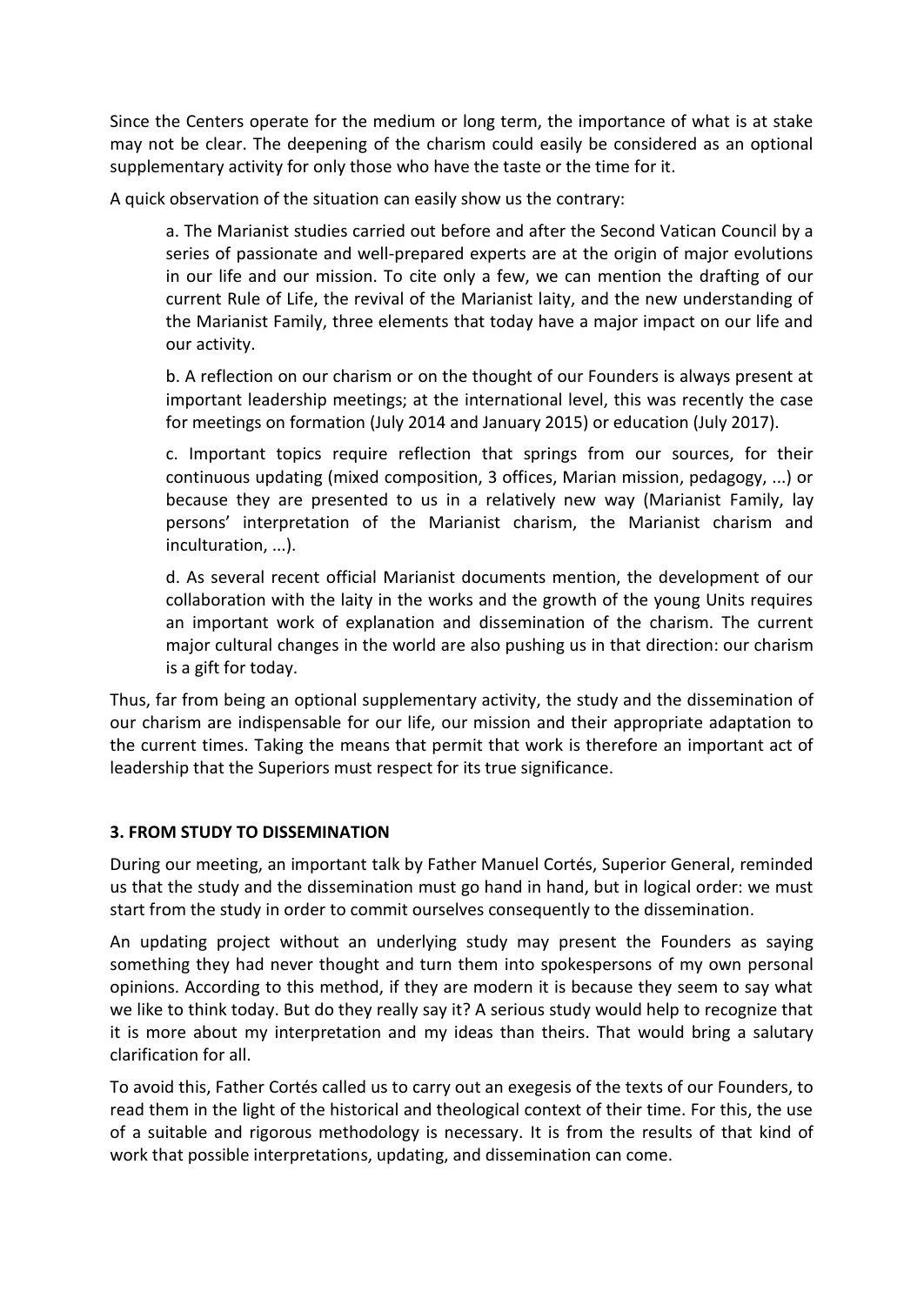Since the Centers operate for the medium or long term, the importance of what is at stake may not be clear. The deepening of the charism could easily be considered as an optional supplementary activity for only those who have the taste or the time for it.

A quick observation of the situation can easily show us the contrary:

a. The Marianist studies carried out before and after the Second Vatican Council by a series of passionate and well-prepared experts are at the origin of major evolutions in our life and our mission. To cite only a few, we can mention the drafting of our current Rule of Life, the revival of the Marianist laity, and the new understanding of the Marianist Family, three elements that today have a major impact on our life and our activity.

b. A reflection on our charism or on the thought of our Founders is always present at important leadership meetings; at the international level, this was recently the case for meetings on formation (July 2014 and January 2015) or education (July 2017).

c. Important topics require reflection that springs from our sources, for their continuous updating (mixed composition, 3 offices, Marian mission, pedagogy, ...) or because they are presented to us in a relatively new way (Marianist Family, lay persons' interpretation of the Marianist charism, the Marianist charism and inculturation, ...).

d. As several recent official Marianist documents mention, the development of our collaboration with the laity in the works and the growth of the young Units requires an important work of explanation and dissemination of the charism. The current major cultural changes in the world are also pushing us in that direction: our charism is a gift for today.

Thus, far from being an optional supplementary activity, the study and the dissemination of our charism are indispensable for our life, our mission and their appropriate adaptation to the current times. Taking the means that permit that work is therefore an important act of leadership that the Superiors must respect for its true significance.

## 3. FROM STUDY TO DISSEMINATION

During our meeting, an important talk by Father Manuel Cortés, Superior General, reminded us that the study and the dissemination must go hand in hand, but in logical order: we must start from the study in order to commit ourselves consequently to the dissemination.

An updating project without an underlying study may present the Founders as saying something they had never thought and turn them into spokespersons of my own personal opinions. According to this method, if they are modern it is because they seem to say what we like to think today. But do they really say it? A serious study would help to recognize that it is more about my interpretation and my ideas than theirs. That would bring a salutary clarification for all.

To avoid this, Father Cortés called us to carry out an exegesis of the texts of our Founders, to read them in the light of the historical and theological context of their time. For this, the use of a suitable and rigorous methodology is necessary. It is from the results of that kind of work that possible interpretations, updating, and dissemination can come.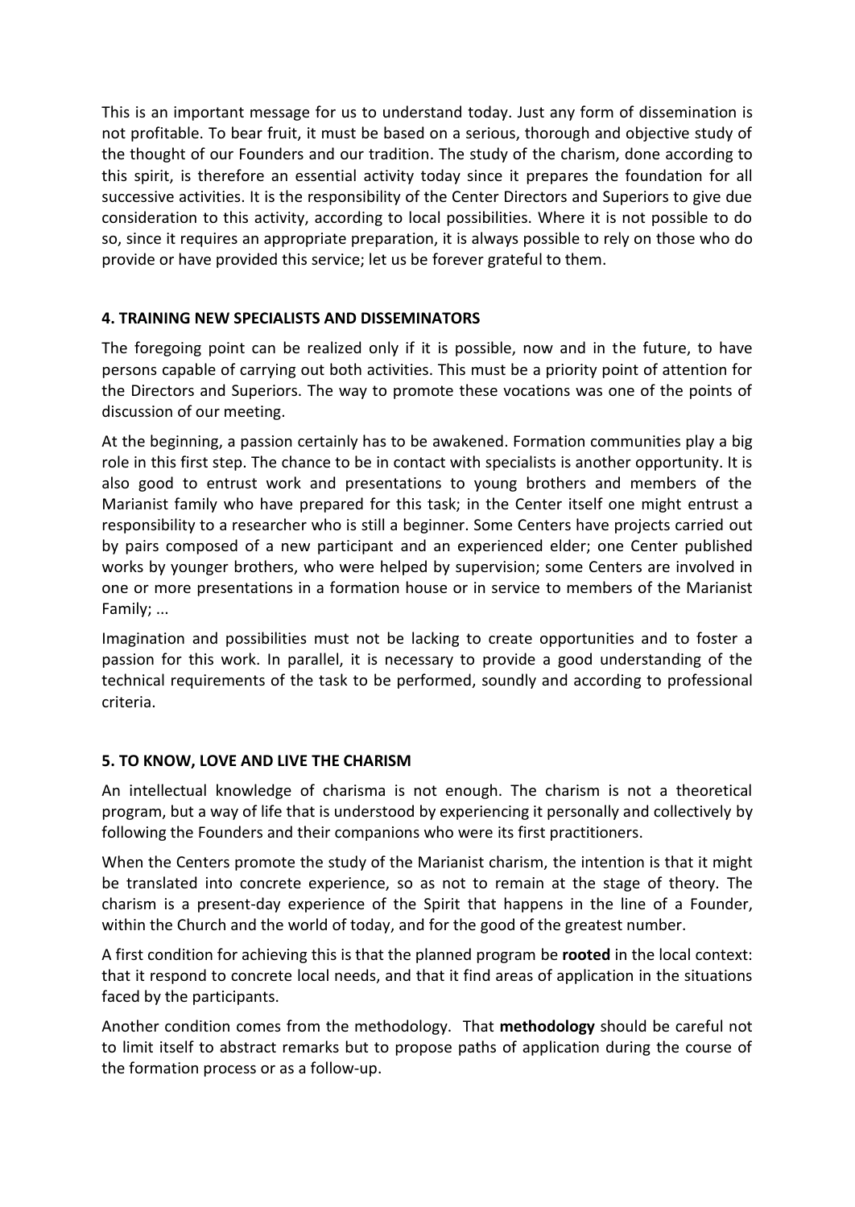This is an important message for us to understand today. Just any form of dissemination is not profitable. To bear fruit, it must be based on a serious, thorough and objective study of the thought of our Founders and our tradition. The study of the charism, done according to this spirit, is therefore an essential activity today since it prepares the foundation for all successive activities. It is the responsibility of the Center Directors and Superiors to give due consideration to this activity, according to local possibilities. Where it is not possible to do so, since it requires an appropriate preparation, it is always possible to rely on those who do provide or have provided this service; let us be forever grateful to them.

## 4. TRAINING NEW SPECIALISTS AND DISSEMINATORS

The foregoing point can be realized only if it is possible, now and in the future, to have persons capable of carrying out both activities. This must be a priority point of attention for the Directors and Superiors. The way to promote these vocations was one of the points of discussion of our meeting.

At the beginning, a passion certainly has to be awakened. Formation communities play a big role in this first step. The chance to be in contact with specialists is another opportunity. It is also good to entrust work and presentations to young brothers and members of the Marianist family who have prepared for this task; in the Center itself one might entrust a responsibility to a researcher who is still a beginner. Some Centers have projects carried out by pairs composed of a new participant and an experienced elder; one Center published works by younger brothers, who were helped by supervision; some Centers are involved in one or more presentations in a formation house or in service to members of the Marianist Family; ...

Imagination and possibilities must not be lacking to create opportunities and to foster a passion for this work. In parallel, it is necessary to provide a good understanding of the technical requirements of the task to be performed, soundly and according to professional criteria.

## 5. TO KNOW, LOVE AND LIVE THE CHARISM

An intellectual knowledge of charisma is not enough. The charism is not a theoretical program, but a way of life that is understood by experiencing it personally and collectively by following the Founders and their companions who were its first practitioners.

When the Centers promote the study of the Marianist charism, the intention is that it might be translated into concrete experience, so as not to remain at the stage of theory. The charism is a present-day experience of the Spirit that happens in the line of a Founder, within the Church and the world of today, and for the good of the greatest number.

A first condition for achieving this is that the planned program be **rooted** in the local context: that it respond to concrete local needs, and that it find areas of application in the situations faced by the participants.

Another condition comes from the methodology. That **methodology** should be careful not to limit itself to abstract remarks but to propose paths of application during the course of the formation process or as a follow-up.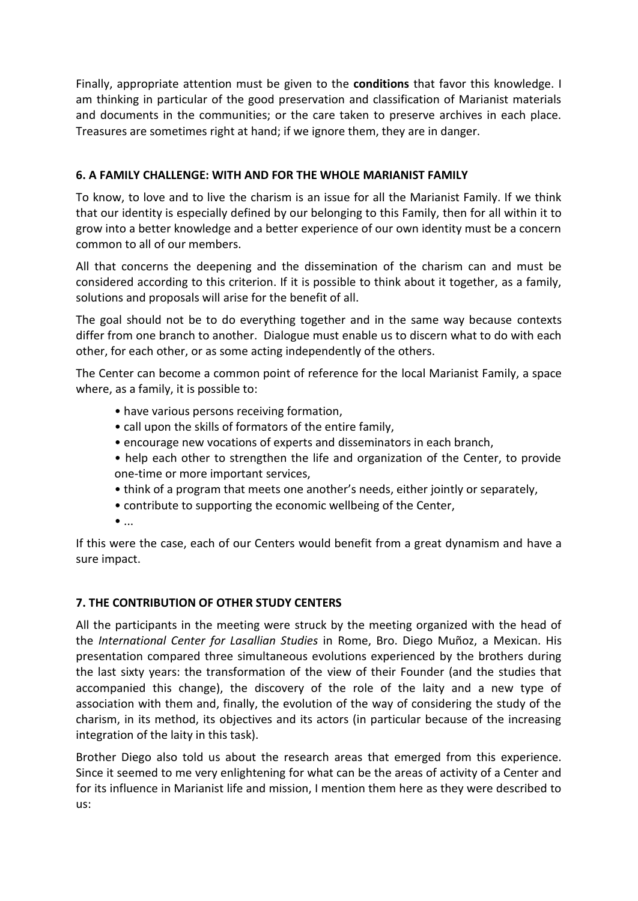Finally, appropriate attention must be given to the **conditions** that favor this knowledge. I am thinking in particular of the good preservation and classification of Marianist materials and documents in the communities; or the care taken to preserve archives in each place. Treasures are sometimes right at hand; if we ignore them, they are in danger.

## 6. A FAMILY CHALLENGE: WITH AND FOR THE WHOLE MARIANIST FAMILY

To know, to love and to live the charism is an issue for all the Marianist Family. If we think that our identity is especially defined by our belonging to this Family, then for all within it to grow into a better knowledge and a better experience of our own identity must be a concern common to all of our members.

All that concerns the deepening and the dissemination of the charism can and must be considered according to this criterion. If it is possible to think about it together, as a family, solutions and proposals will arise for the benefit of all.

The goal should not be to do everything together and in the same way because contexts differ from one branch to another. Dialogue must enable us to discern what to do with each other, for each other, or as some acting independently of the others.

The Center can become a common point of reference for the local Marianist Family, a space where, as a family, it is possible to:

- have various persons receiving formation,
- call upon the skills of formators of the entire family,
- encourage new vocations of experts and disseminators in each branch,
- help each other to strengthen the life and organization of the Center, to provide one-time or more important services,
- think of a program that meets one another's needs, either jointly or separately,
- contribute to supporting the economic wellbeing of the Center,
- ...

If this were the case, each of our Centers would benefit from a great dynamism and have a sure impact.

## 7. THE CONTRIBUTION OF OTHER STUDY CENTERS

All the participants in the meeting were struck by the meeting organized with the head of the *International Center for Lasallian Studies* in Rome, Bro. Diego Muñoz, a Mexican. His presentation compared three simultaneous evolutions experienced by the brothers during the last sixty years: the transformation of the view of their Founder (and the studies that accompanied this change), the discovery of the role of the laity and a new type of association with them and, finally, the evolution of the way of considering the study of the charism, in its method, its objectives and its actors (in particular because of the increasing integration of the laity in this task).

Brother Diego also told us about the research areas that emerged from this experience. Since it seemed to me very enlightening for what can be the areas of activity of a Center and for its influence in Marianist life and mission, I mention them here as they were described to us: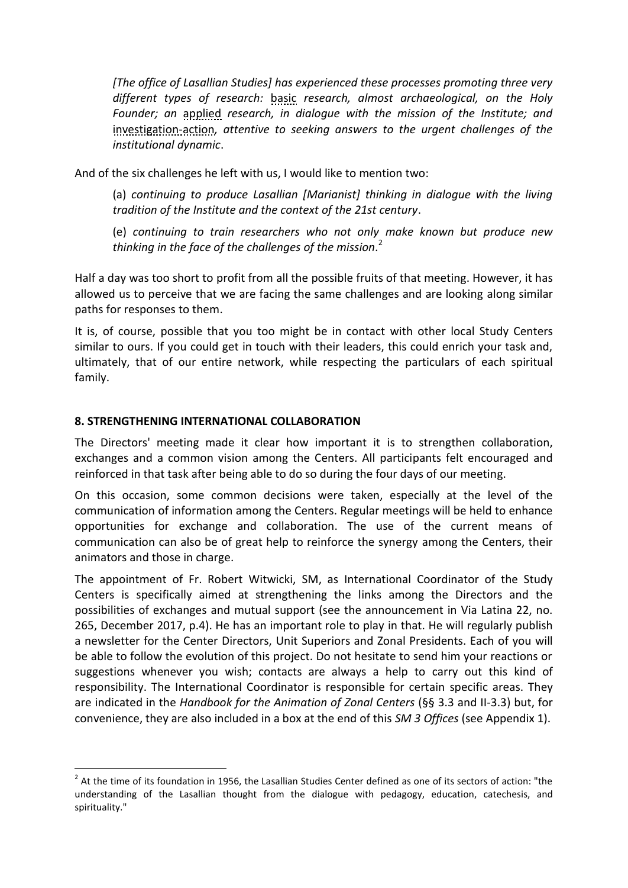> *[The office of Lasallian Studies] has experienced these processes promoting three very different types of research:* basic *research, almost archaeological, on the Holy Founder; an* applied *research, in dialogue with the mission of the Institute; and* investigation-action*, attentive to seeking answers to the urgent challenges of the institutional dynamic*.

And of the six challenges he left with us, I would like to mention two:

> (a) *continuing to produce Lasallian [Marianist] thinking in dialogue with the living tradition of the Institute and the context of the 21st century*.
>
> (e) *continuing to train researchers who not only make known but produce new thinking in the face of the challenges of the mission*.[2]

Half a day was too short to profit from all the possible fruits of that meeting. However, it has allowed us to perceive that we are facing the same challenges and are looking along similar paths for responses to them.

It is, of course, possible that you too might be in contact with other local Study Centers similar to ours. If you could get in touch with their leaders, this could enrich your task and, ultimately, that of our entire network, while respecting the particulars of each spiritual family.

## 8. STRENGTHENING INTERNATIONAL COLLABORATION

The Directors' meeting made it clear how important it is to strengthen collaboration, exchanges and a common vision among the Centers. All participants felt encouraged and reinforced in that task after being able to do so during the four days of our meeting.

On this occasion, some common decisions were taken, especially at the level of the communication of information among the Centers. Regular meetings will be held to enhance opportunities for exchange and collaboration. The use of the current means of communication can also be of great help to reinforce the synergy among the Centers, their animators and those in charge.

The appointment of Fr. Robert Witwicki, SM, as International Coordinator of the Study Centers is specifically aimed at strengthening the links among the Directors and the possibilities of exchanges and mutual support (see the announcement in Via Latina 22, no. 265, December 2017, p.4). He has an important role to play in that. He will regularly publish a newsletter for the Center Directors, Unit Superiors and Zonal Presidents. Each of you will be able to follow the evolution of this project. Do not hesitate to send him your reactions or suggestions whenever you wish; contacts are always a help to carry out this kind of responsibility. The International Coordinator is responsible for certain specific areas. They are indicated in the *Handbook for the Animation of Zonal Centers* (§§ 3.3 and II-3.3) but, for convenience, they are also included in a box at the end of this *SM 3 Offices* (see Appendix 1).

---

[2] At the time of its foundation in 1956, the Lasallian Studies Center defined as one of its sectors of action: "the understanding of the Lasallian thought from the dialogue with pedagogy, education, catechesis, and spirituality."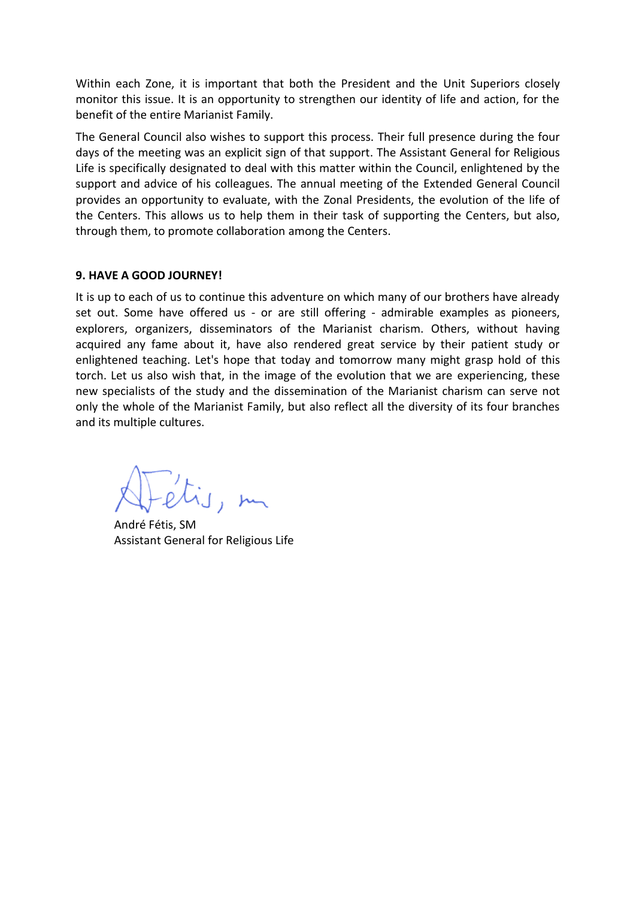Within each Zone, it is important that both the President and the Unit Superiors closely monitor this issue. It is an opportunity to strengthen our identity of life and action, for the benefit of the entire Marianist Family.

The General Council also wishes to support this process. Their full presence during the four days of the meeting was an explicit sign of that support. The Assistant General for Religious Life is specifically designated to deal with this matter within the Council, enlightened by the support and advice of his colleagues. The annual meeting of the Extended General Council provides an opportunity to evaluate, with the Zonal Presidents, the evolution of the life of the Centers. This allows us to help them in their task of supporting the Centers, but also, through them, to promote collaboration among the Centers.

## 9. HAVE A GOOD JOURNEY!

It is up to each of us to continue this adventure on which many of our brothers have already set out. Some have offered us - or are still offering - admirable examples as pioneers, explorers, organizers, disseminators of the Marianist charism. Others, without having acquired any fame about it, have also rendered great service by their patient study or enlightened teaching. Let's hope that today and tomorrow many might grasp hold of this torch. Let us also wish that, in the image of the evolution that we are experiencing, these new specialists of the study and the dissemination of the Marianist charism can serve not only the whole of the Marianist Family, but also reflect all the diversity of its four branches and its multiple cultures.

A. Fétis, sm

André Fétis, SM
Assistant General for Religious Life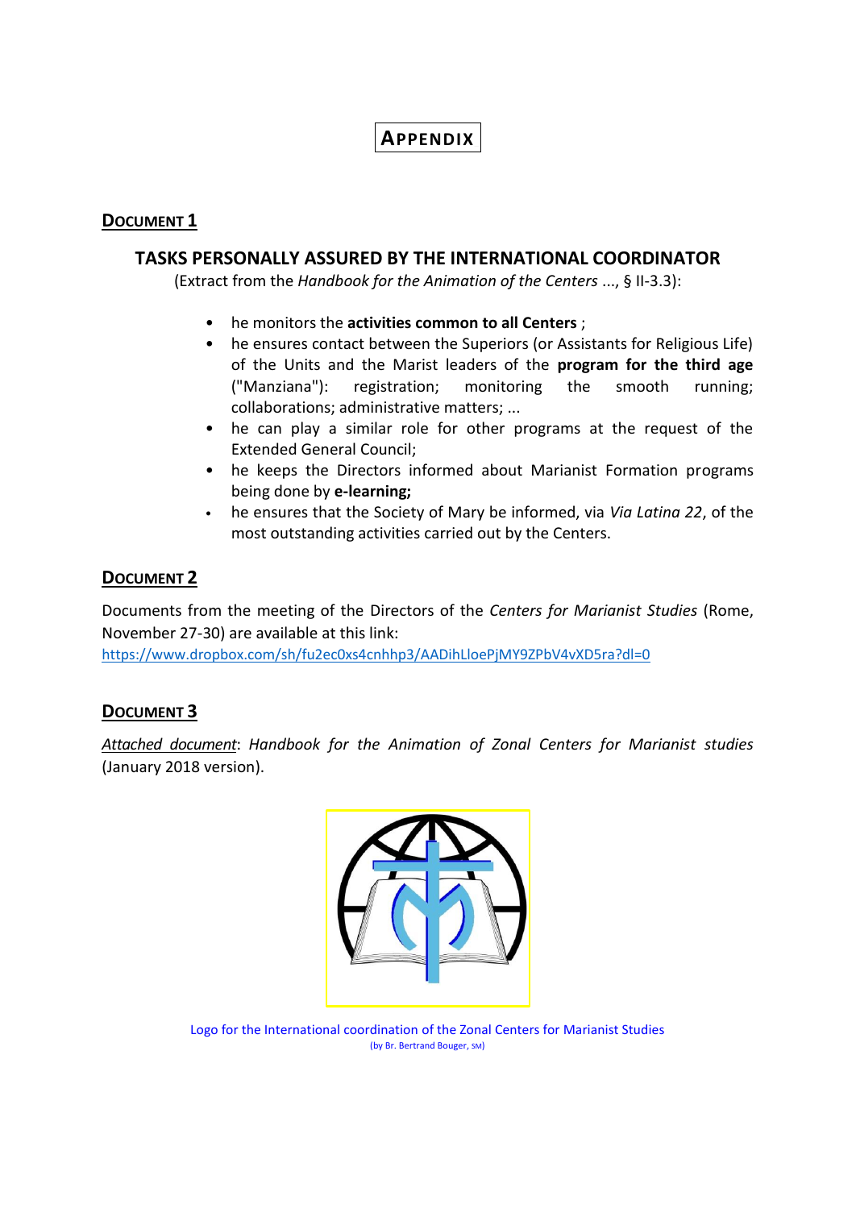# APPENDIX

## DOCUMENT 1

### TASKS PERSONALLY ASSURED BY THE INTERNATIONAL COORDINATOR

(Extract from the *Handbook for the Animation of the Centers* ..., § II-3.3):

- he monitors the **activities common to all Centers** ;
- he ensures contact between the Superiors (or Assistants for Religious Life) of the Units and the Marist leaders of the **program for the third age** ("Manziana"): registration; monitoring the smooth running; collaborations; administrative matters; ...
- he can play a similar role for other programs at the request of the Extended General Council;
- he keeps the Directors informed about Marianist Formation programs being done by **e-learning;**
- he ensures that the Society of Mary be informed, via *Via Latina 22*, of the most outstanding activities carried out by the Centers.

## DOCUMENT 2

Documents from the meeting of the Directors of the *Centers for Marianist Studies* (Rome, November 27-30) are available at this link:
https://www.dropbox.com/sh/fu2ec0xs4cnhhp3/AADihLloePjMY9ZPbV4vXD5ra?dl=0

## DOCUMENT 3

*Attached document*: *Handbook for the Animation of Zonal Centers for Marianist studies* (January 2018 version).

Logo for the International coordination of the Zonal Centers for Marianist Studies
(by Br. Bertrand Bouger, SM)